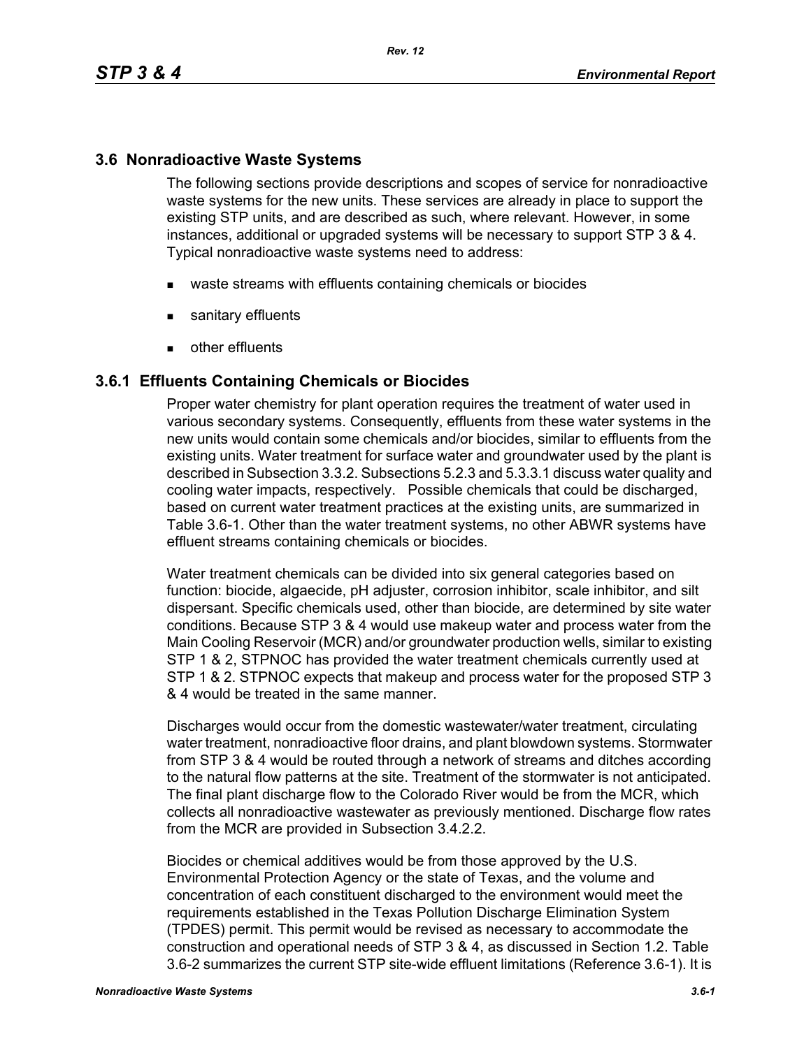## 3.6 Nonradioactive Waste Systems

The following sections provide descriptions and scopes of service for nonradioactive waste systems for the new units. These services are already in place to support the existing STP units, and are described as such, where relevant. However, in some instances, additional or upgraded systems will be necessary to support STP 3 & 4. Typical nonradioactive waste systems need to address:

- waste streams with effluents containing chemicals or biocides
- sanitary effluents
- other effluents

### 3.6.1 Effluents Containing Chemicals or Biocides

Proper water chemistry for plant operation requires the treatment of water used in various secondary systems. Consequently, effluents from these water systems in the new units would contain some chemicals and/or biocides, similar to effluents from the existing units. Water treatment for surface water and groundwater used by the plant is described in Subsection 3.3.2. Subsections 5.2.3 and 5.3.3.1 discuss water quality and cooling water impacts, respectively. Possible chemicals that could be discharged, based on current water treatment practices at the existing units, are summarized in Table 3.6-1. Other than the water treatment systems, no other ABWR systems have effluent streams containing chemicals or biocides.

Water treatment chemicals can be divided into six general categories based on function: biocide, algaecide, pH adjuster, corrosion inhibitor, scale inhibitor, and silt dispersant. Specific chemicals used, other than biocide, are determined by site water conditions. Because STP 3 & 4 would use makeup water and process water from the Main Cooling Reservoir (MCR) and/or groundwater production wells, similar to existing STP 1 & 2, STPNOC has provided the water treatment chemicals currently used at STP 1 & 2. STPNOC expects that makeup and process water for the proposed STP 3 & 4 would be treated in the same manner.

Discharges would occur from the domestic wastewater/water treatment, circulating water treatment, nonradioactive floor drains, and plant blowdown systems. Stormwater from STP 3 & 4 would be routed through a network of streams and ditches according to the natural flow patterns at the site. Treatment of the stormwater is not anticipated. The final plant discharge flow to the Colorado River would be from the MCR, which collects all nonradioactive wastewater as previously mentioned. Discharge flow rates from the MCR are provided in Subsection 3.4.2.2.

Biocides or chemical additives would be from those approved by the U.S. Environmental Protection Agency or the state of Texas, and the volume and concentration of each constituent discharged to the environment would meet the requirements established in the Texas Pollution Discharge Elimination System (TPDES) permit. This permit would be revised as necessary to accommodate the construction and operational needs of STP 3 & 4, as discussed in Section 1.2. Table 3.6-2 summarizes the current STP site-wide effluent limitations (Reference 3.6-1). It is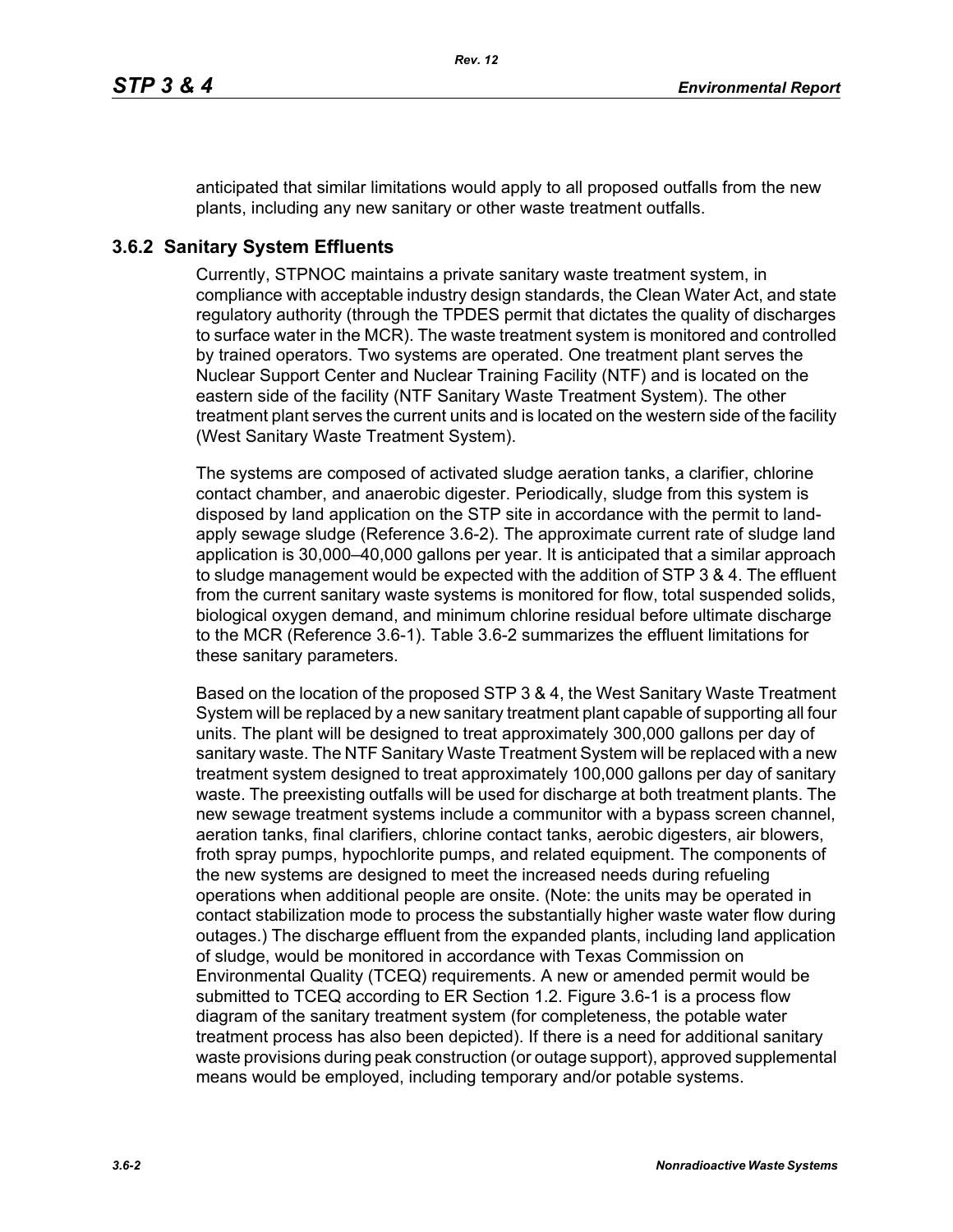anticipated that similar limitations would apply to all proposed outfalls from the new plants, including any new sanitary or other waste treatment outfalls.

### 3.6.2 Sanitary System Effluents

Currently, STPNOC maintains a private sanitary waste treatment system, in compliance with acceptable industry design standards, the Clean Water Act, and state regulatory authority (through the TPDES permit that dictates the quality of discharges to surface water in the MCR). The waste treatment system is monitored and controlled by trained operators. Two systems are operated. One treatment plant serves the Nuclear Support Center and Nuclear Training Facility (NTF) and is located on the eastern side of the facility (NTF Sanitary Waste Treatment System). The other treatment plant serves the current units and is located on the western side of the facility (West Sanitary Waste Treatment System).

The systems are composed of activated sludge aeration tanks, a clarifier, chlorine contact chamber, and anaerobic digester. Periodically, sludge from this system is disposed by land application on the STP site in accordance with the permit to land-apply sewage sludge (Reference 3.6-2). The approximate current rate of sludge land application is 30,000–40,000 gallons per year. It is anticipated that a similar approach to sludge management would be expected with the addition of STP 3 & 4. The effluent from the current sanitary waste systems is monitored for flow, total suspended solids, biological oxygen demand, and minimum chlorine residual before ultimate discharge to the MCR (Reference 3.6-1). Table 3.6-2 summarizes the effluent limitations for these sanitary parameters.

Based on the location of the proposed STP 3 & 4, the West Sanitary Waste Treatment System will be replaced by a new sanitary treatment plant capable of supporting all four units. The plant will be designed to treat approximately 300,000 gallons per day of sanitary waste. The NTF Sanitary Waste Treatment System will be replaced with a new treatment system designed to treat approximately 100,000 gallons per day of sanitary waste. The preexisting outfalls will be used for discharge at both treatment plants. The new sewage treatment systems include a communitor with a bypass screen channel, aeration tanks, final clarifiers, chlorine contact tanks, aerobic digesters, air blowers, froth spray pumps, hypochlorite pumps, and related equipment. The components of the new systems are designed to meet the increased needs during refueling operations when additional people are onsite. (Note: the units may be operated in contact stabilization mode to process the substantially higher waste water flow during outages.) The discharge effluent from the expanded plants, including land application of sludge, would be monitored in accordance with Texas Commission on Environmental Quality (TCEQ) requirements. A new or amended permit would be submitted to TCEQ according to ER Section 1.2. Figure 3.6-1 is a process flow diagram of the sanitary treatment system (for completeness, the potable water treatment process has also been depicted). If there is a need for additional sanitary waste provisions during peak construction (or outage support), approved supplemental means would be employed, including temporary and/or potable systems.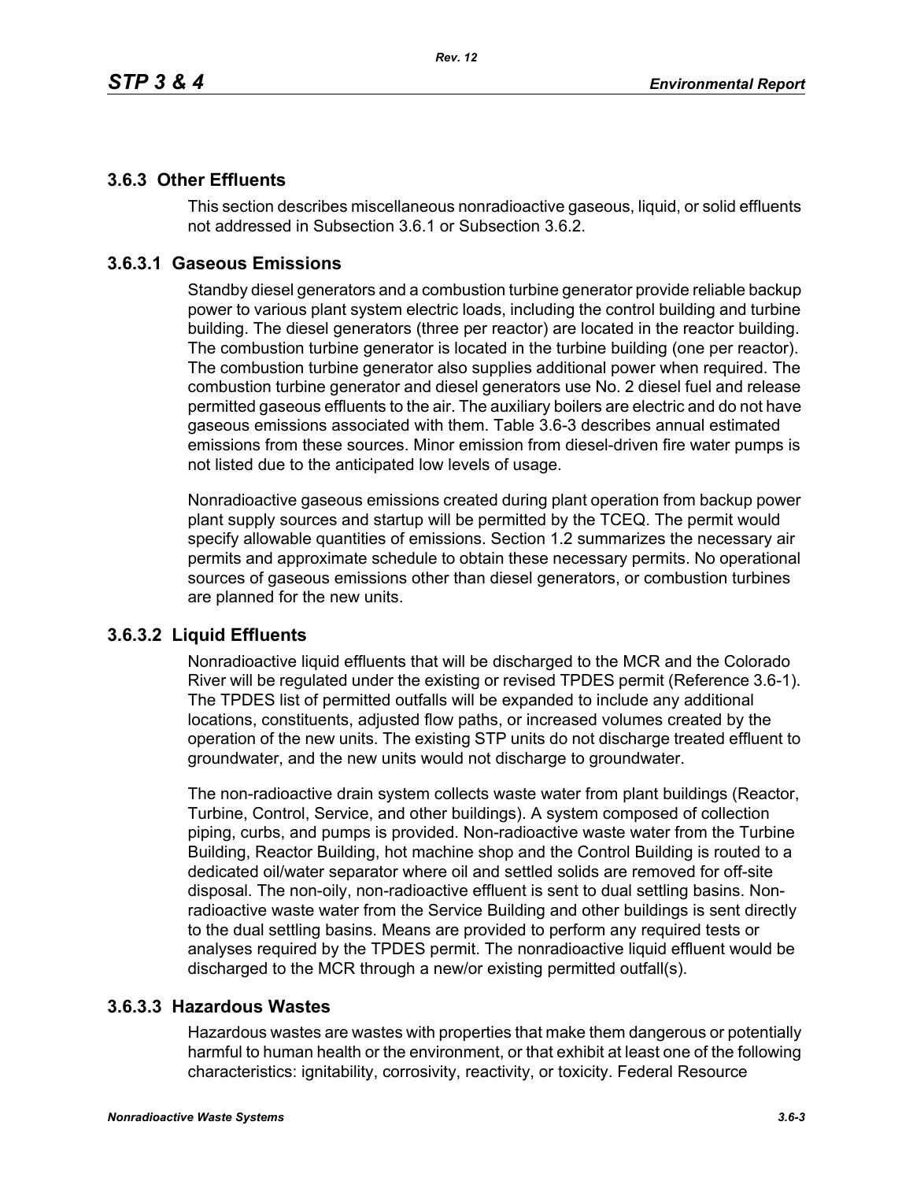### 3.6.3 Other Effluents

This section describes miscellaneous nonradioactive gaseous, liquid, or solid effluents not addressed in Subsection 3.6.1 or Subsection 3.6.2.

### 3.6.3.1 Gaseous Emissions

Standby diesel generators and a combustion turbine generator provide reliable backup power to various plant system electric loads, including the control building and turbine building. The diesel generators (three per reactor) are located in the reactor building. The combustion turbine generator is located in the turbine building (one per reactor). The combustion turbine generator also supplies additional power when required. The combustion turbine generator and diesel generators use No. 2 diesel fuel and release permitted gaseous effluents to the air. The auxiliary boilers are electric and do not have gaseous emissions associated with them. Table 3.6-3 describes annual estimated emissions from these sources. Minor emission from diesel-driven fire water pumps is not listed due to the anticipated low levels of usage.

Nonradioactive gaseous emissions created during plant operation from backup power plant supply sources and startup will be permitted by the TCEQ. The permit would specify allowable quantities of emissions. Section 1.2 summarizes the necessary air permits and approximate schedule to obtain these necessary permits. No operational sources of gaseous emissions other than diesel generators, or combustion turbines are planned for the new units.

### 3.6.3.2 Liquid Effluents

Nonradioactive liquid effluents that will be discharged to the MCR and the Colorado River will be regulated under the existing or revised TPDES permit (Reference 3.6-1). The TPDES list of permitted outfalls will be expanded to include any additional locations, constituents, adjusted flow paths, or increased volumes created by the operation of the new units. The existing STP units do not discharge treated effluent to groundwater, and the new units would not discharge to groundwater.

The non-radioactive drain system collects waste water from plant buildings (Reactor, Turbine, Control, Service, and other buildings). A system composed of collection piping, curbs, and pumps is provided. Non-radioactive waste water from the Turbine Building, Reactor Building, hot machine shop and the Control Building is routed to a dedicated oil/water separator where oil and settled solids are removed for off-site disposal. The non-oily, non-radioactive effluent is sent to dual settling basins. Non-radioactive waste water from the Service Building and other buildings is sent directly to the dual settling basins. Means are provided to perform any required tests or analyses required by the TPDES permit. The nonradioactive liquid effluent would be discharged to the MCR through a new/or existing permitted outfall(s).

### 3.6.3.3 Hazardous Wastes

Hazardous wastes are wastes with properties that make them dangerous or potentially harmful to human health or the environment, or that exhibit at least one of the following characteristics: ignitability, corrosivity, reactivity, or toxicity. Federal Resource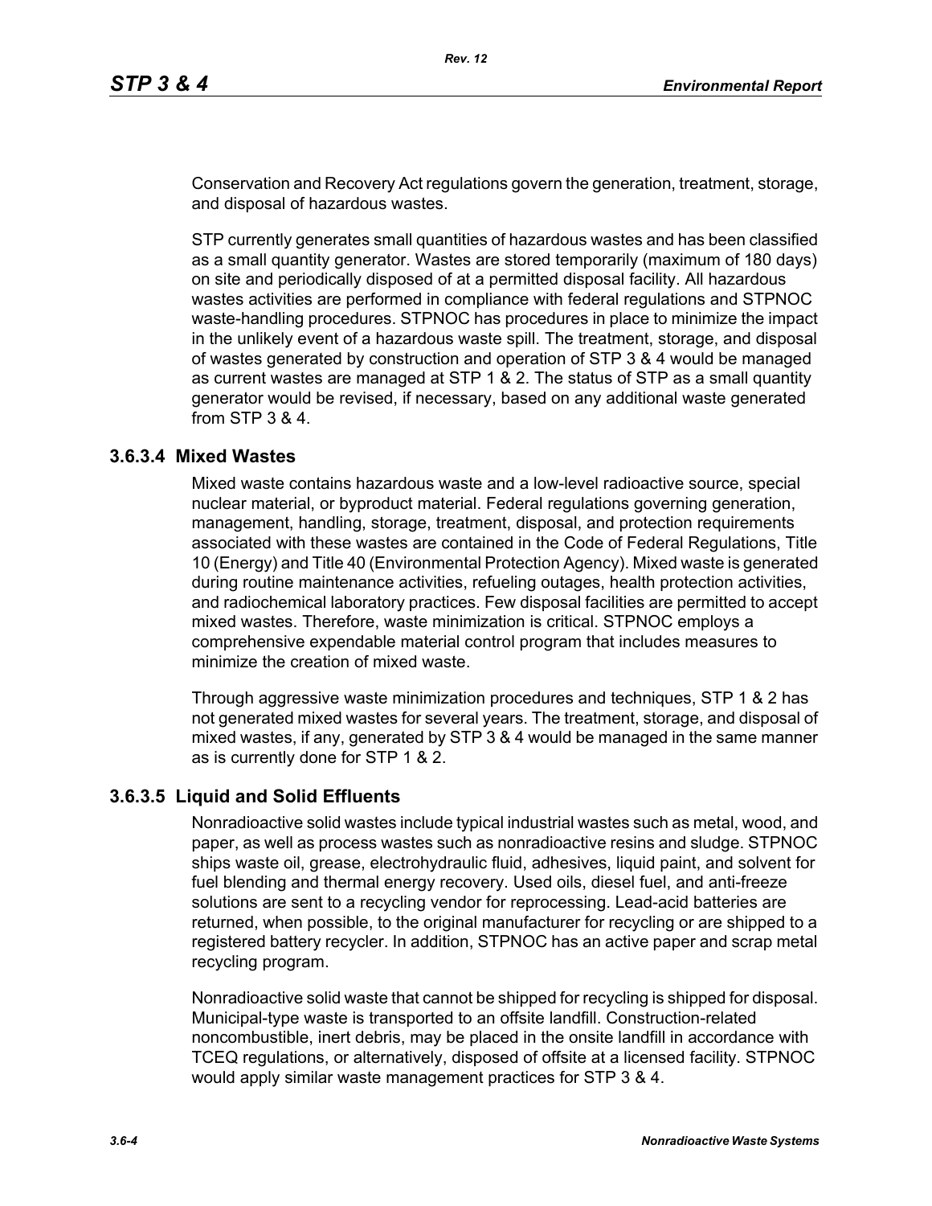Conservation and Recovery Act regulations govern the generation, treatment, storage, and disposal of hazardous wastes.

STP currently generates small quantities of hazardous wastes and has been classified as a small quantity generator. Wastes are stored temporarily (maximum of 180 days) on site and periodically disposed of at a permitted disposal facility. All hazardous wastes activities are performed in compliance with federal regulations and STPNOC waste-handling procedures. STPNOC has procedures in place to minimize the impact in the unlikely event of a hazardous waste spill. The treatment, storage, and disposal of wastes generated by construction and operation of STP 3 & 4 would be managed as current wastes are managed at STP 1 & 2. The status of STP as a small quantity generator would be revised, if necessary, based on any additional waste generated from STP 3 & 4.

### 3.6.3.4 Mixed Wastes

Mixed waste contains hazardous waste and a low-level radioactive source, special nuclear material, or byproduct material. Federal regulations governing generation, management, handling, storage, treatment, disposal, and protection requirements associated with these wastes are contained in the Code of Federal Regulations, Title 10 (Energy) and Title 40 (Environmental Protection Agency). Mixed waste is generated during routine maintenance activities, refueling outages, health protection activities, and radiochemical laboratory practices. Few disposal facilities are permitted to accept mixed wastes. Therefore, waste minimization is critical. STPNOC employs a comprehensive expendable material control program that includes measures to minimize the creation of mixed waste.

Through aggressive waste minimization procedures and techniques, STP 1 & 2 has not generated mixed wastes for several years. The treatment, storage, and disposal of mixed wastes, if any, generated by STP 3 & 4 would be managed in the same manner as is currently done for STP 1 & 2.

### 3.6.3.5 Liquid and Solid Effluents

Nonradioactive solid wastes include typical industrial wastes such as metal, wood, and paper, as well as process wastes such as nonradioactive resins and sludge. STPNOC ships waste oil, grease, electrohydraulic fluid, adhesives, liquid paint, and solvent for fuel blending and thermal energy recovery. Used oils, diesel fuel, and anti-freeze solutions are sent to a recycling vendor for reprocessing. Lead-acid batteries are returned, when possible, to the original manufacturer for recycling or are shipped to a registered battery recycler. In addition, STPNOC has an active paper and scrap metal recycling program.

Nonradioactive solid waste that cannot be shipped for recycling is shipped for disposal. Municipal-type waste is transported to an offsite landfill. Construction-related noncombustible, inert debris, may be placed in the onsite landfill in accordance with TCEQ regulations, or alternatively, disposed of offsite at a licensed facility. STPNOC would apply similar waste management practices for STP 3 & 4.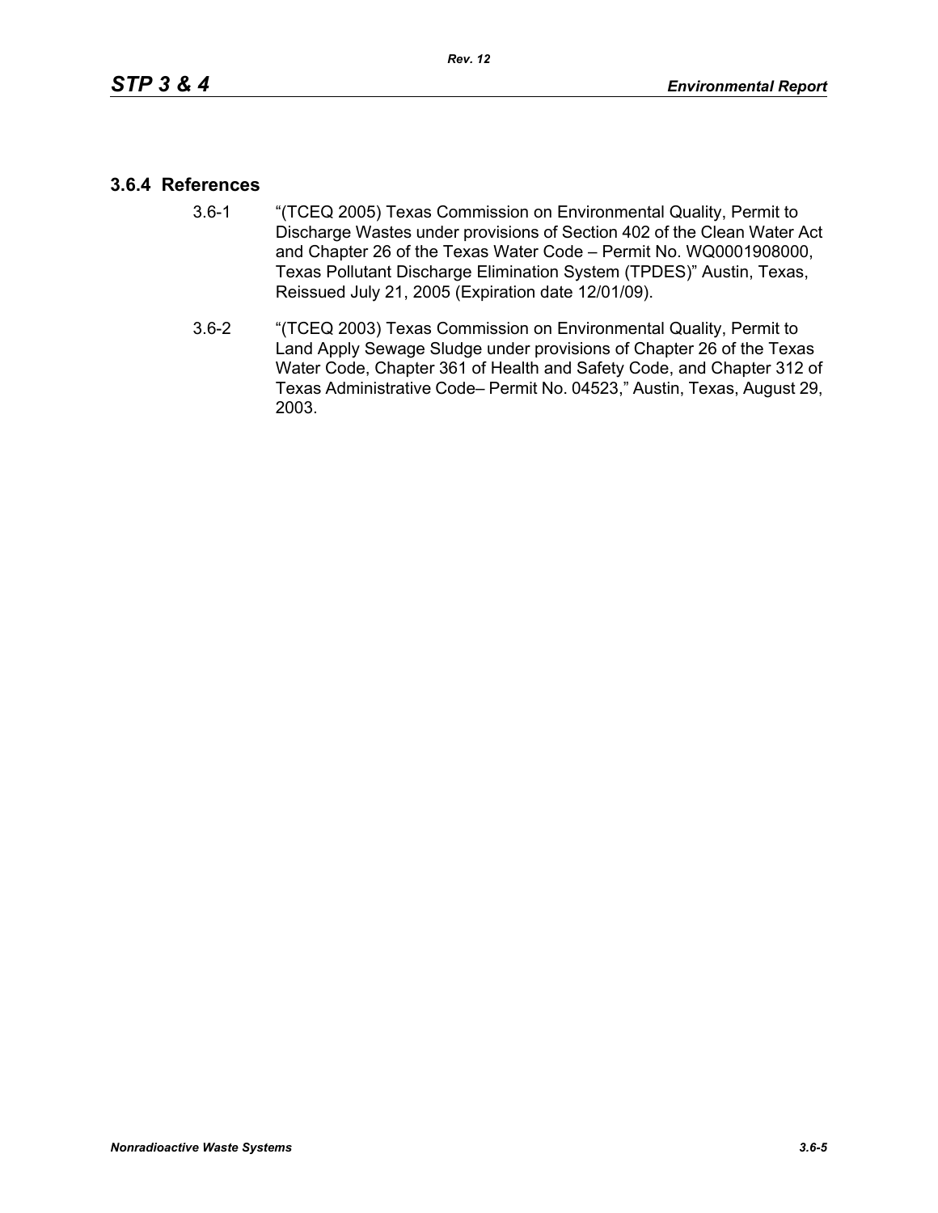### 3.6.4 References

3.6-1 “(TCEQ 2005) Texas Commission on Environmental Quality, Permit to Discharge Wastes under provisions of Section 402 of the Clean Water Act and Chapter 26 of the Texas Water Code – Permit No. WQ0001908000, Texas Pollutant Discharge Elimination System (TPDES)” Austin, Texas, Reissued July 21, 2005 (Expiration date 12/01/09).

3.6-2 “(TCEQ 2003) Texas Commission on Environmental Quality, Permit to Land Apply Sewage Sludge under provisions of Chapter 26 of the Texas Water Code, Chapter 361 of Health and Safety Code, and Chapter 312 of Texas Administrative Code– Permit No. 04523,” Austin, Texas, August 29, 2003.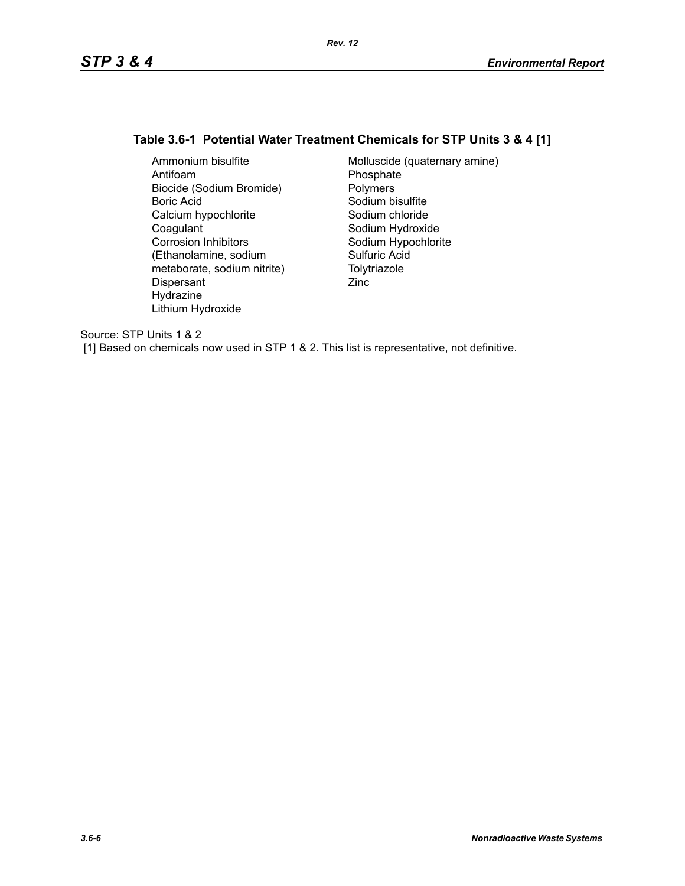## Table 3.6-1 Potential Water Treatment Chemicals for STP Units 3 & 4 [1]

| | |
|---|---|
| Ammonium bisulfite | Molluscide (quaternary amine) |
| Antifoam | Phosphate |
| Biocide (Sodium Bromide) | Polymers |
| Boric Acid | Sodium bisulfite |
| Calcium hypochlorite | Sodium chloride |
| Coagulant | Sodium Hydroxide |
| Corrosion Inhibitors (Ethanolamine, sodium metaborate, sodium nitrite) | Sodium Hypochlorite |
| Dispersant | Sulfuric Acid |
| Hydrazine | Tolytriazole |
| Lithium Hydroxide | Zinc |

Source: STP Units 1 & 2

[1] Based on chemicals now used in STP 1 & 2. This list is representative, not definitive.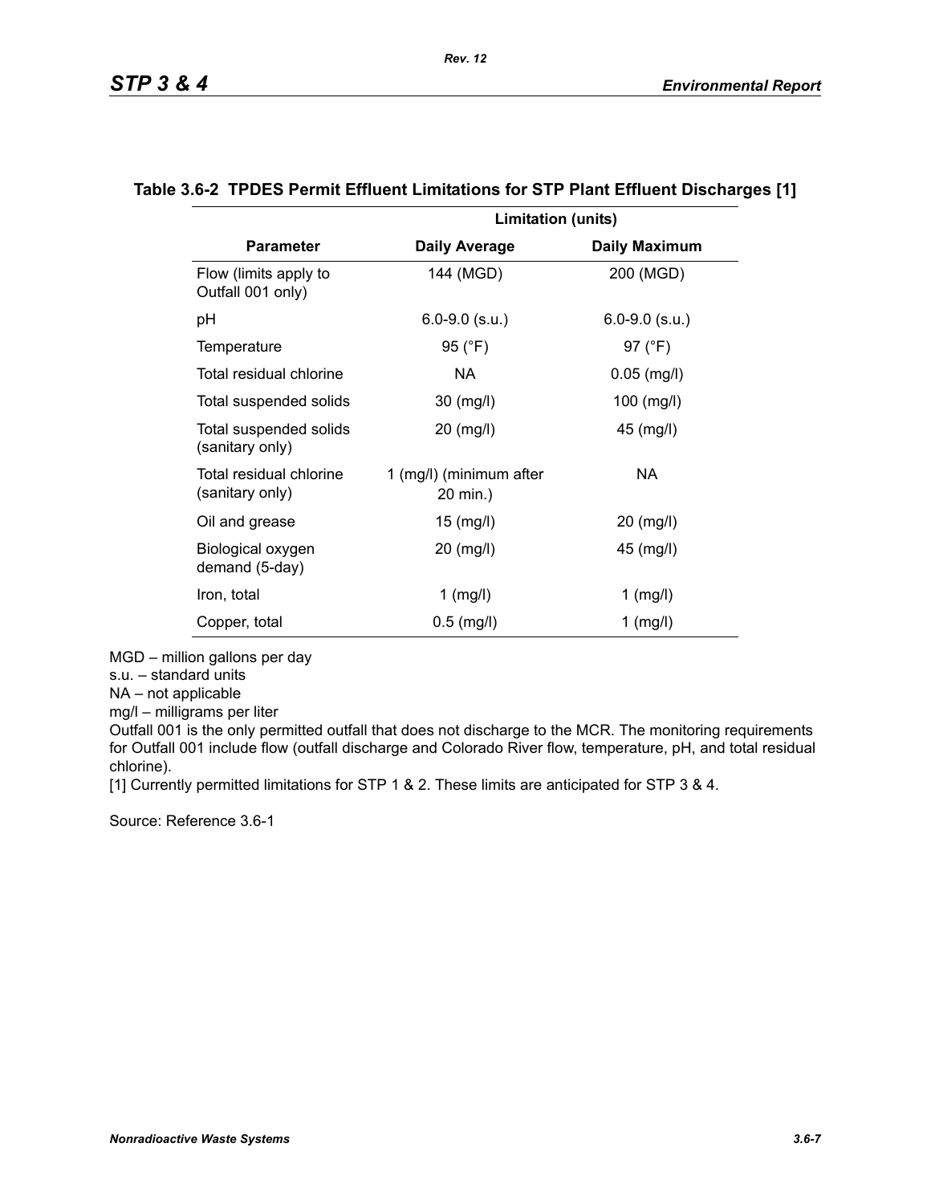## Table 3.6-2 TPDES Permit Effluent Limitations for STP Plant Effluent Discharges [1]

| | Limitation (units) | |
|---|---|---|
| **Parameter** | **Daily Average** | **Daily Maximum** |
| Flow (limits apply to Outfall 001 only) | 144 (MGD) | 200 (MGD) |
| pH | 6.0-9.0 (s.u.) | 6.0-9.0 (s.u.) |
| Temperature | 95 (°F) | 97 (°F) |
| Total residual chlorine | NA | 0.05 (mg/l) |
| Total suspended solids | 30 (mg/l) | 100 (mg/l) |
| Total suspended solids (sanitary only) | 20 (mg/l) | 45 (mg/l) |
| Total residual chlorine (sanitary only) | 1 (mg/l) (minimum after 20 min.) | NA |
| Oil and grease | 15 (mg/l) | 20 (mg/l) |
| Biological oxygen demand (5-day) | 20 (mg/l) | 45 (mg/l) |
| Iron, total | 1 (mg/l) | 1 (mg/l) |
| Copper, total | 0.5 (mg/l) | 1 (mg/l) |

MGD – million gallons per day
s.u. – standard units
NA – not applicable
mg/l – milligrams per liter

Outfall 001 is the only permitted outfall that does not discharge to the MCR. The monitoring requirements for Outfall 001 include flow (outfall discharge and Colorado River flow, temperature, pH, and total residual chlorine).

[1] Currently permitted limitations for STP 1 & 2. These limits are anticipated for STP 3 & 4.

Source: Reference 3.6-1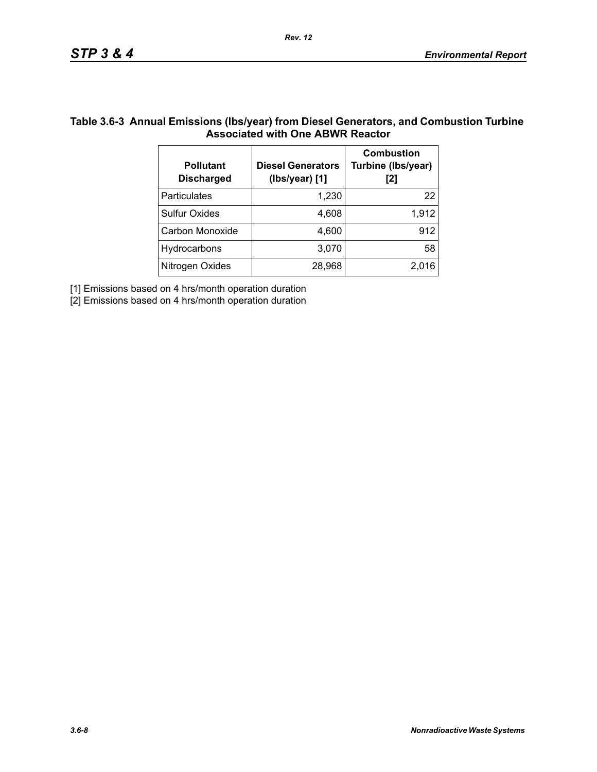**Table 3.6-3 Annual Emissions (lbs/year) from Diesel Generators, and Combustion Turbine Associated with One ABWR Reactor**

| Pollutant Discharged | Diesel Generators (lbs/year) [1] | Combustion Turbine (lbs/year) [2] |
|---|---:|---:|
| Particulates | 1,230 | 22 |
| Sulfur Oxides | 4,608 | 1,912 |
| Carbon Monoxide | 4,600 | 912 |
| Hydrocarbons | 3,070 | 58 |
| Nitrogen Oxides | 28,968 | 2,016 |

[1] Emissions based on 4 hrs/month operation duration

[2] Emissions based on 4 hrs/month operation duration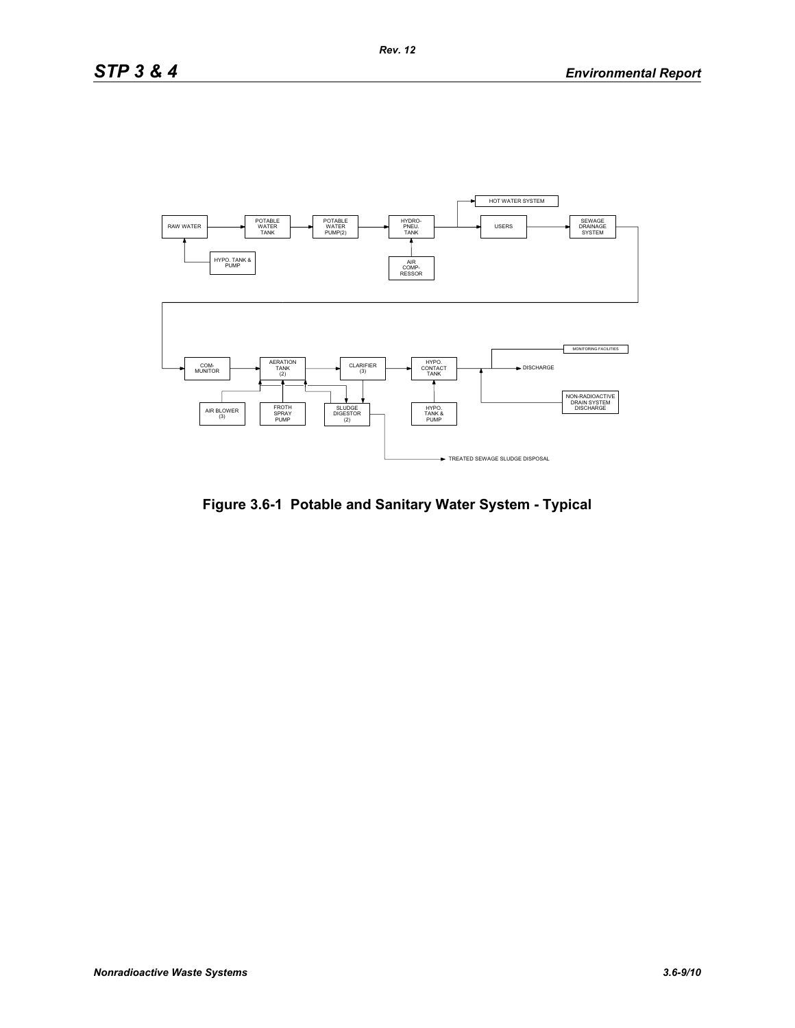RAW WATER

POTABLE WATER TANK

POTABLE WATER PUMP(2)

HYDRO-PNEU. TANK

HOT WATER SYSTEM

USERS

SEWAGE DRAINAGE SYSTEM

HYPO. TANK & PUMP

AIR COMP-RESSOR

COM-MUNITOR

AERATION TANK (2)

CLARIFIER (3)

HYPO. CONTACT TANK

MONITORING FACILITIES

DISCHARGE

NON-RADIOACTIVE DRAIN SYSTEM DISCHARGE

AIR BLOWER (3)

FROTH SPRAY PUMP

SLUDGE DIGESTOR (2)

HYPO. TANK & PUMP

TREATED SEWAGE SLUDGE DISPOSAL

**Figure 3.6-1 Potable and Sanitary Water System - Typical**